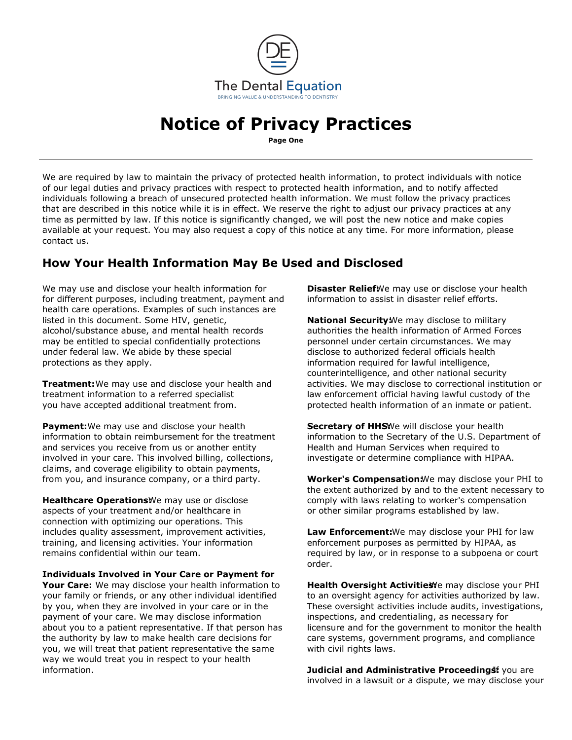The Dental Equation

BRINGING VALUE & UNDERSTANDING TO DENTISTRY

# Notice of Privacy Practices

**Page One**

---

We are required by law to maintain the privacy of protected health information, to protect individuals with notice of our legal duties and privacy practices with respect to protected health information, and to notify affected individuals following a breach of unsecured protected health information. We must follow the privacy practices that are described in this notice while it is in effect. We reserve the right to adjust our privacy practices at any time as permitted by law. If this notice is significantly changed, we will post the new notice and make copies available at your request. You may also request a copy of this notice at any time. For more information, please contact us.

## How Your Health Information May Be Used and Disclosed

We may use and disclose your health information for for different purposes, including treatment, payment and health care operations. Examples of such instances are listed in this document. Some HIV, genetic, alcohol/substance abuse, and mental health records may be entitled to special confidentially protections under federal law. We abide by these special protections as they apply.

**Treatment:** We may use and disclose your health and treatment information to a referred specialist you have accepted additional treatment from.

**Payment:** We may use and disclose your health information to obtain reimbursement for the treatment and services you receive from us or another entity involved in your care. This involved billing, collections, claims, and coverage eligibility to obtain payments, from you, and insurance company, or a third party.

**Healthcare Operations:** We may use or disclose aspects of your treatment and/or healthcare in connection with optimizing our operations. This includes quality assessment, improvement activities, training, and licensing activities. Your information remains confidential within our team.

**Individuals Involved in Your Care or Payment for Your Care:** We may disclose your health information to your family or friends, or any other individual identified by you, when they are involved in your care or in the payment of your care. We may disclose information about you to a patient representative. If that person has the authority by law to make health care decisions for you, we will treat that patient representative the same way we would treat you in respect to your health information.

**Disaster Relief:** We may use or disclose your health information to assist in disaster relief efforts.

**National Security:** We may disclose to military authorities the health information of Armed Forces personnel under certain circumstances. We may disclose to authorized federal officials health information required for lawful intelligence, counterintelligence, and other national security activities. We may disclose to correctional institution or law enforcement official having lawful custody of the protected health information of an inmate or patient.

**Secretary of HHS:** We will disclose your health information to the Secretary of the U.S. Department of Health and Human Services when required to investigate or determine compliance with HIPAA.

**Worker's Compensation:** We may disclose your PHI to the extent authorized by and to the extent necessary to comply with laws relating to worker's compensation or other similar programs established by law.

**Law Enforcement:** We may disclose your PHI for law enforcement purposes as permitted by HIPAA, as required by law, or in response to a subpoena or court order.

**Health Oversight Activities:** We may disclose your PHI to an oversight agency for activities authorized by law. These oversight activities include audits, investigations, inspections, and credentialing, as necessary for licensure and for the government to monitor the health care systems, government programs, and compliance with civil rights laws.

**Judicial and Administrative Proceedings:** If you are involved in a lawsuit or a dispute, we may disclose your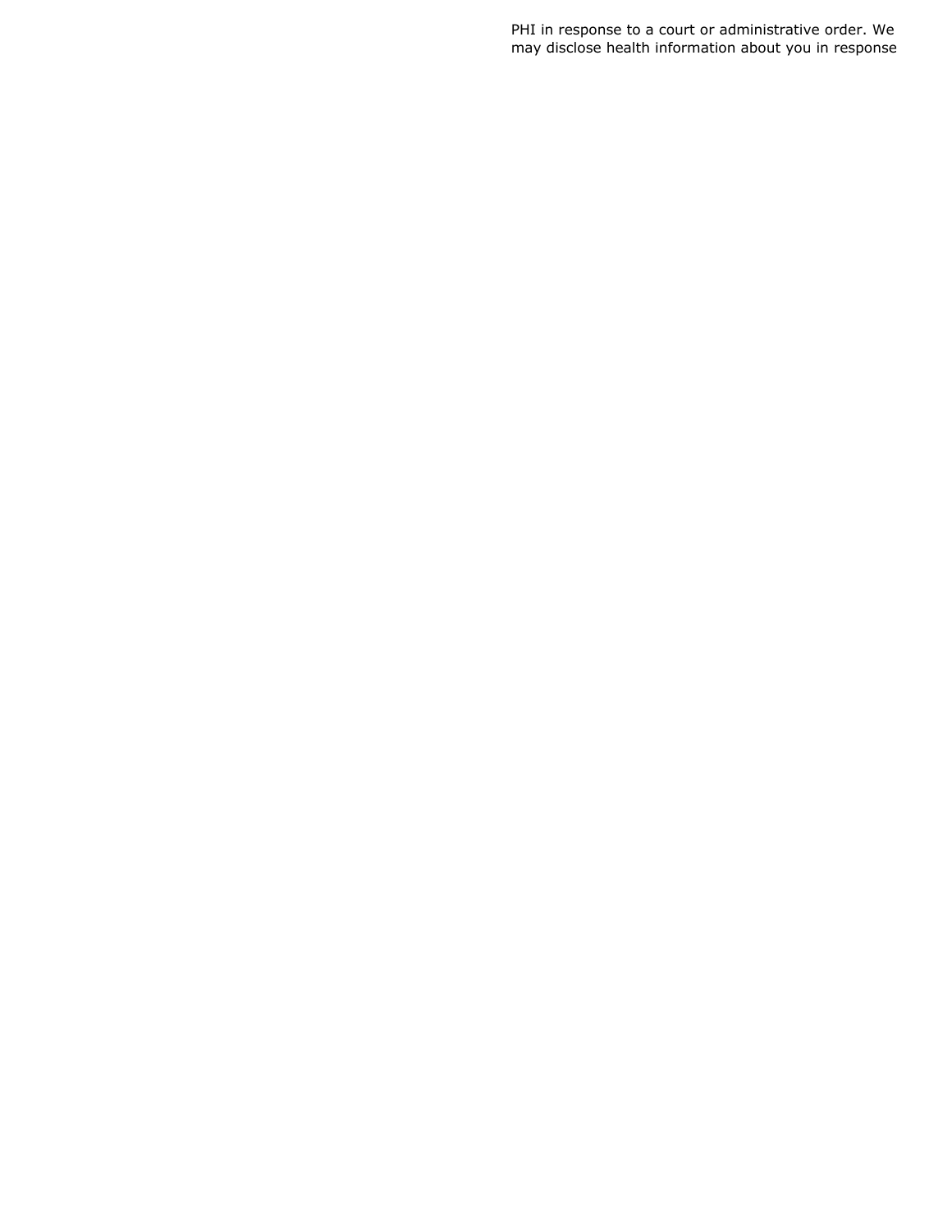PHI in response to a court or administrative order. We may disclose health information about you in response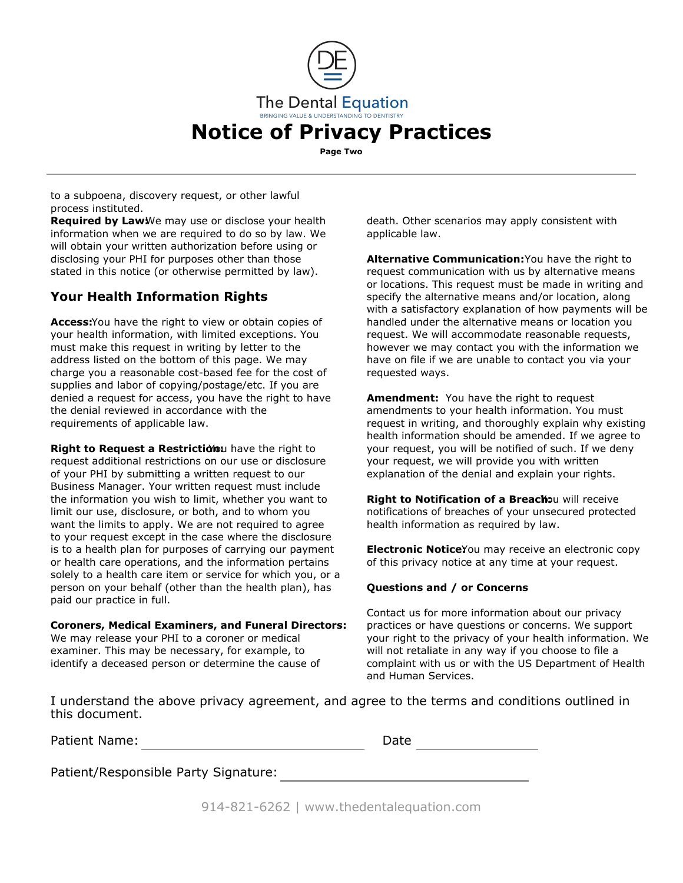The Dental Equation

BRINGING VALUE & UNDERSTANDING TO DENTISTRY

# Notice of Privacy Practices

**Page Two**

to a subpoena, discovery request, or other lawful process instituted.

**Required by Law:** We may use or disclose your health information when we are required to do so by law. We will obtain your written authorization before using or disclosing your PHI for purposes other than those stated in this notice (or otherwise permitted by law).

## Your Health Information Rights

**Access:** You have the right to view or obtain copies of your health information, with limited exceptions. You must make this request in writing by letter to the address listed on the bottom of this page. We may charge you a reasonable cost-based fee for the cost of supplies and labor of copying/postage/etc. If you are denied a request for access, you have the right to have the denial reviewed in accordance with the requirements of applicable law.

**Right to Request a Restriction:** You have the right to request additional restrictions on our use or disclosure of your PHI by submitting a written request to our Business Manager. Your written request must include the information you wish to limit, whether you want to limit our use, disclosure, or both, and to whom you want the limits to apply. We are not required to agree to your request except in the case where the disclosure is to a health plan for purposes of carrying our payment or health care operations, and the information pertains solely to a health care item or service for which you, or a person on your behalf (other than the health plan), has paid our practice in full.

**Coroners, Medical Examiners, and Funeral Directors:** We may release your PHI to a coroner or medical examiner. This may be necessary, for example, to identify a deceased person or determine the cause of death. Other scenarios may apply consistent with applicable law.

**Alternative Communication:** You have the right to request communication with us by alternative means or locations. This request must be made in writing and specify the alternative means and/or location, along with a satisfactory explanation of how payments will be handled under the alternative means or location you request. We will accommodate reasonable requests, however we may contact you with the information we have on file if we are unable to contact you via your requested ways.

**Amendment:** You have the right to request amendments to your health information. You must request in writing, and thoroughly explain why existing health information should be amended. If we agree to your request, you will be notified of such. If we deny your request, we will provide you with written explanation of the denial and explain your rights.

**Right to Notification of a Breach:** You will receive notifications of breaches of your unsecured protected health information as required by law.

**Electronic Notice:** You may receive an electronic copy of this privacy notice at any time at your request.

**Questions and / or Concerns**

Contact us for more information about our privacy practices or have questions or concerns. We support your right to the privacy of your health information. We will not retaliate in any way if you choose to file a complaint with us or with the US Department of Health and Human Services.

I understand the above privacy agreement, and agree to the terms and conditions outlined in this document.

Patient Name: ______________________________ Date ______________

Patient/Responsible Party Signature: ______________________________

914-821-6262 | www.thedentalequation.com